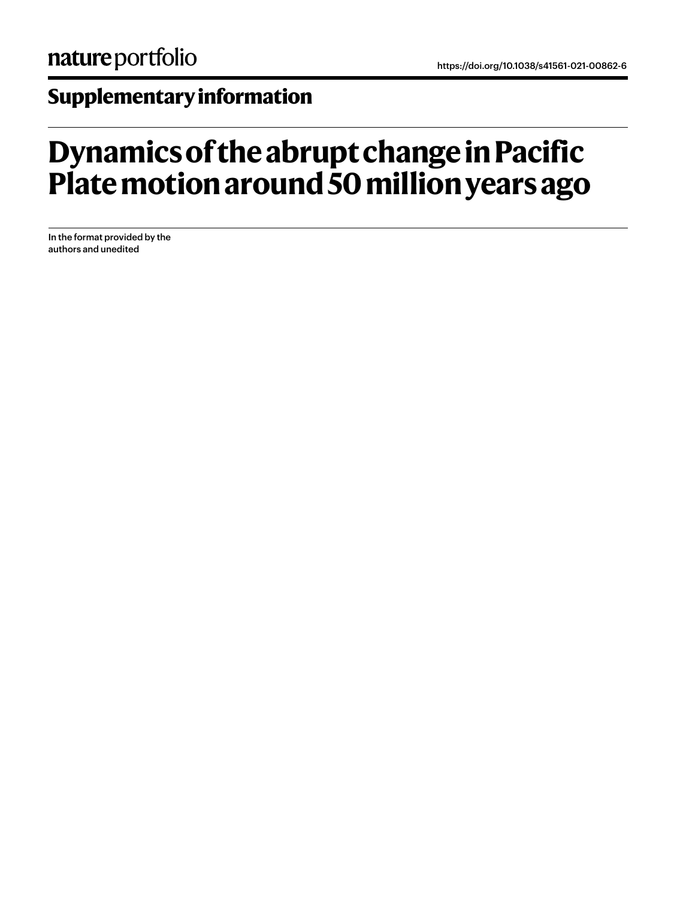nature portfolio

https://doi.org/10.1038/s41561-021-00862-6

## Supplementary information

# Dynamics of the abrupt change in Pacific Plate motion around 50 million years ago

In the format provided by the authors and unedited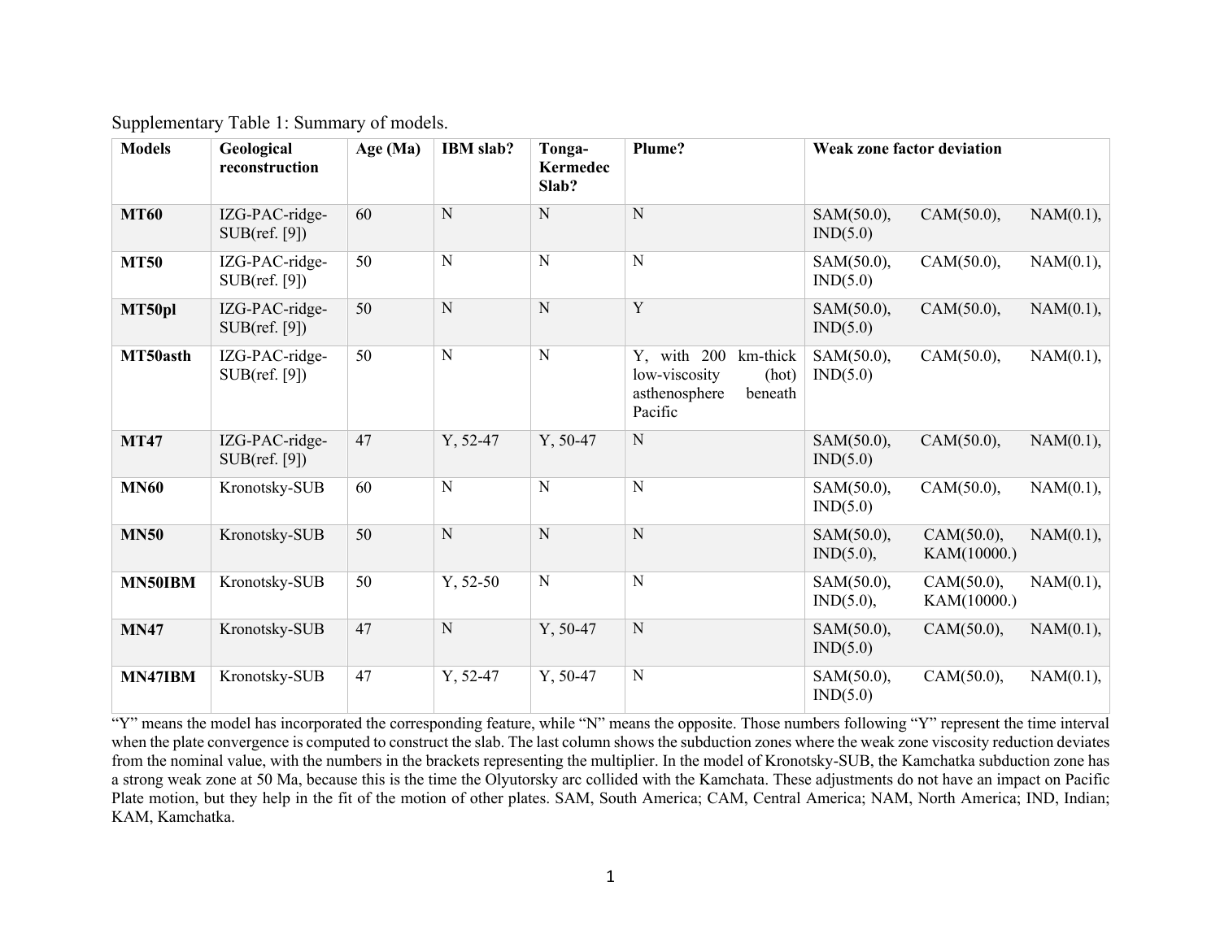Supplementary Table 1: Summary of models.

| Models | Geological reconstruction | Age (Ma) | IBM slab? | Tonga-Kermedec Slab? | Plume? | Weak zone factor deviation |
|---|---|---|---|---|---|---|
| **MT60** | IZG-PAC-ridge-SUB(ref. [9]) | 60 | N | N | N | SAM(50.0), CAM(50.0), NAM(0.1), IND(5.0) |
| **MT50** | IZG-PAC-ridge-SUB(ref. [9]) | 50 | N | N | N | SAM(50.0), CAM(50.0), NAM(0.1), IND(5.0) |
| **MT50pl** | IZG-PAC-ridge-SUB(ref. [9]) | 50 | N | N | Y | SAM(50.0), CAM(50.0), NAM(0.1), IND(5.0) |
| **MT50asth** | IZG-PAC-ridge-SUB(ref. [9]) | 50 | N | N | Y, with 200 km-thick low-viscosity (hot) asthenosphere beneath Pacific | SAM(50.0), CAM(50.0), NAM(0.1), IND(5.0) |
| **MT47** | IZG-PAC-ridge-SUB(ref. [9]) | 47 | Y, 52-47 | Y, 50-47 | N | SAM(50.0), CAM(50.0), NAM(0.1), IND(5.0) |
| **MN60** | Kronotsky-SUB | 60 | N | N | N | SAM(50.0), CAM(50.0), NAM(0.1), IND(5.0) |
| **MN50** | Kronotsky-SUB | 50 | N | N | N | SAM(50.0), CAM(50.0), NAM(0.1), IND(5.0), KAM(10000.) |
| **MN50IBM** | Kronotsky-SUB | 50 | Y, 52-50 | N | N | SAM(50.0), CAM(50.0), NAM(0.1), IND(5.0), KAM(10000.) |
| **MN47** | Kronotsky-SUB | 47 | N | Y, 50-47 | N | SAM(50.0), CAM(50.0), NAM(0.1), IND(5.0) |
| **MN47IBM** | Kronotsky-SUB | 47 | Y, 52-47 | Y, 50-47 | N | SAM(50.0), CAM(50.0), NAM(0.1), IND(5.0) |

"Y" means the model has incorporated the corresponding feature, while "N" means the opposite. Those numbers following "Y" represent the time interval when the plate convergence is computed to construct the slab. The last column shows the subduction zones where the weak zone viscosity reduction deviates from the nominal value, with the numbers in the brackets representing the multiplier. In the model of Kronotsky-SUB, the Kamchatka subduction zone has a strong weak zone at 50 Ma, because this is the time the Olyutorsky arc collided with the Kamchata. These adjustments do not have an impact on Pacific Plate motion, but they help in the fit of the motion of other plates. SAM, South America; CAM, Central America; NAM, North America; IND, Indian; KAM, Kamchatka.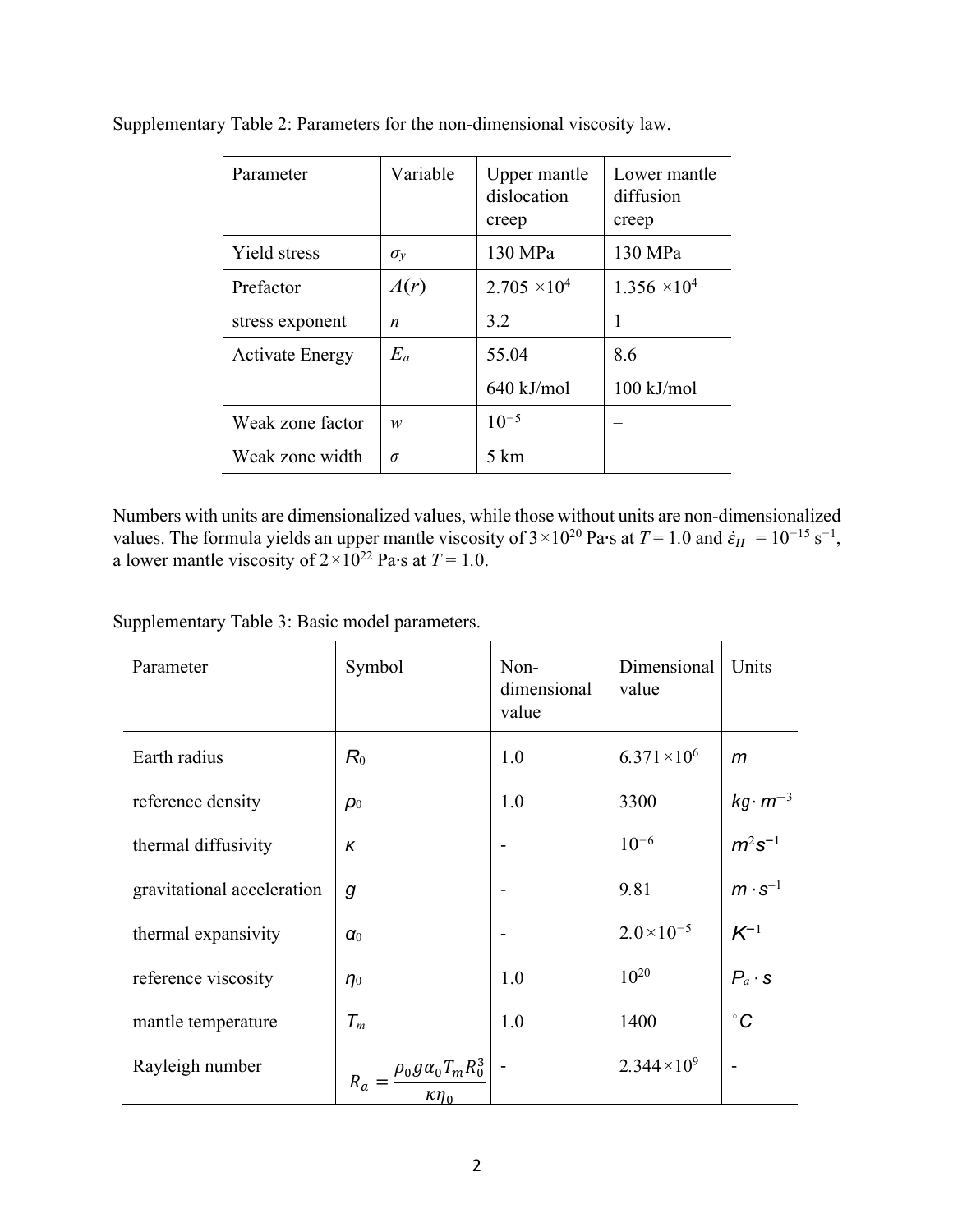Supplementary Table 2: Parameters for the non-dimensional viscosity law.

| Parameter | Variable | Upper mantle dislocation creep | Lower mantle diffusion creep |
| --- | --- | --- | --- |
| Yield stress | $\sigma_y$ | 130 MPa | 130 MPa |
| Prefactor | $A(r)$ | $2.705 \times 10^4$ | $1.356 \times 10^4$ |
| stress exponent | $n$ | 3.2 | 1 |
| Activate Energy | $E_a$ | 55.04<br>640 kJ/mol | 8.6<br>100 kJ/mol |
| Weak zone factor | $w$ | $10^{-5}$ | – |
| Weak zone width | $\sigma$ | 5 km | – |

Numbers with units are dimensionalized values, while those without units are non-dimensionalized values. The formula yields an upper mantle viscosity of $3 \times 10^{20}$ Pa·s at $T = 1.0$ and $\dot{\varepsilon}_{II} = 10^{-15}$ s$^{-1}$, a lower mantle viscosity of $2 \times 10^{22}$ Pa·s at $T = 1.0$.

Supplementary Table 3: Basic model parameters.

| Parameter | Symbol | Non-dimensional value | Dimensional value | Units |
| --- | --- | --- | --- | --- |
| Earth radius | $R_0$ | 1.0 | $6.371 \times 10^6$ | $m$ |
| reference density | $\rho_0$ | 1.0 | 3300 | $kg \cdot m^{-3}$ |
| thermal diffusivity | $\kappa$ | - | $10^{-6}$ | $m^2 s^{-1}$ |
| gravitational acceleration | $g$ | - | 9.81 | $m \cdot s^{-1}$ |
| thermal expansivity | $\alpha_0$ | - | $2.0 \times 10^{-5}$ | $K^{-1}$ |
| reference viscosity | $\eta_0$ | 1.0 | $10^{20}$ | $P_a \cdot s$ |
| mantle temperature | $T_m$ | 1.0 | 1400 | $^\circ C$ |
| Rayleigh number | $R_a = \frac{\rho_0 g \alpha_0 T_m R_0^3}{\kappa \eta_0}$ | - | $2.344 \times 10^9$ | - |